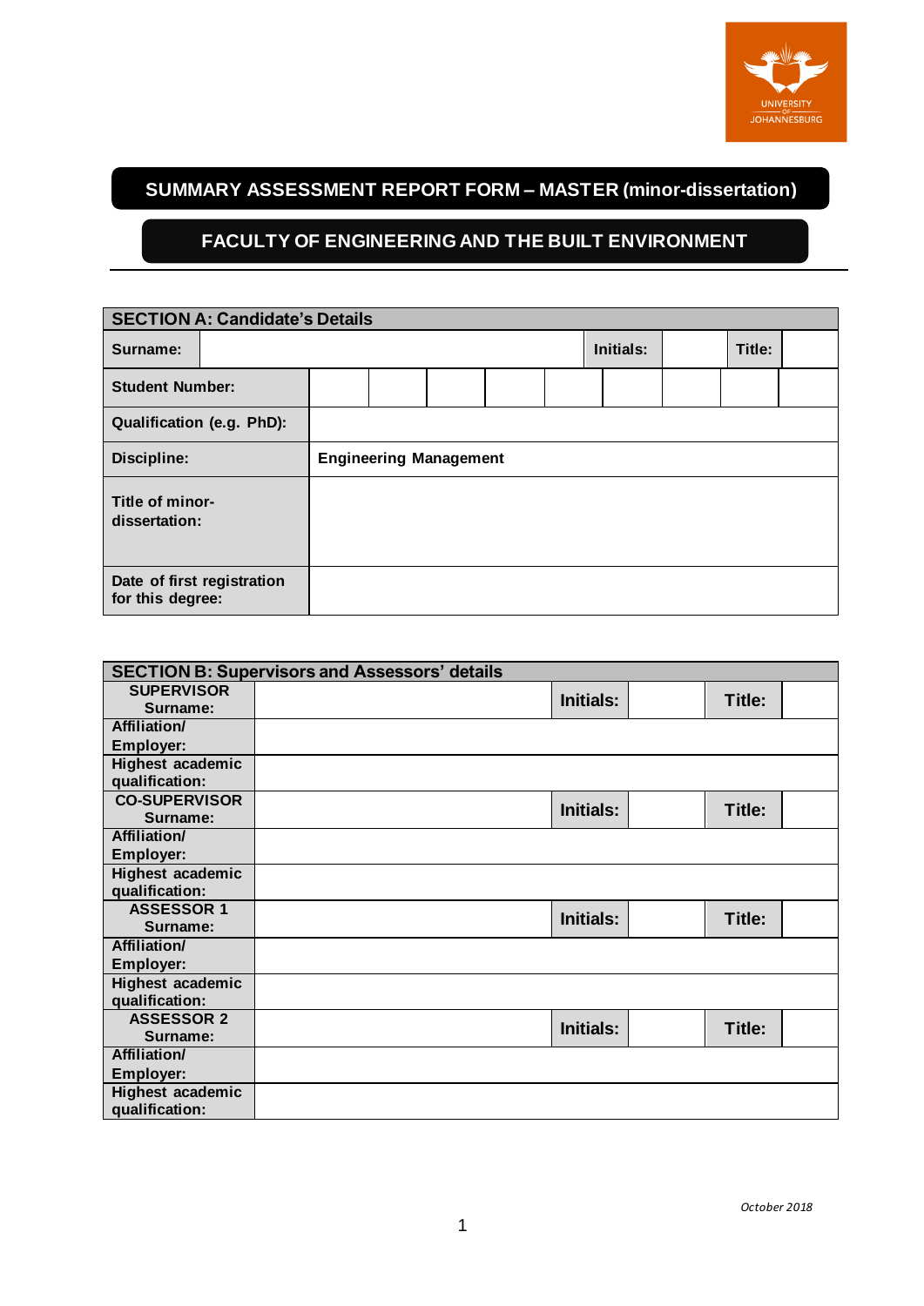# SUMMARY ASSESSMENT REPORT FORM – MASTER (minor-dissertation)

## FACULTY OF ENGINEERING AND THE BUILT ENVIRONMENT

| SECTION A: Candidate's Details | | | | | | | | | |
|---|---|---|---|---|---|---|---|---|---|
| Surname: | | | | | Initials: | | | Title: | |
| Student Number: | | | | | | | | | |
| Qualification (e.g. PhD): | | | | | | | | | |
| Discipline: | Engineering Management | | | | | | | | |
| Title of minor-dissertation: | | | | | | | | | |
| Date of first registration for this degree: | | | | | | | | | |

| SECTION B: Supervisors and Assessors' details | | | | | |
|---|---|---|---|---|---|
| SUPERVISOR Surname: | | Initials: | | Title: | |
| Affiliation/ Employer: | | | | | |
| Highest academic qualification: | | | | | |
| CO-SUPERVISOR Surname: | | Initials: | | Title: | |
| Affiliation/ Employer: | | | | | |
| Highest academic qualification: | | | | | |
| ASSESSOR 1 Surname: | | Initials: | | Title: | |
| Affiliation/ Employer: | | | | | |
| Highest academic qualification: | | | | | |
| ASSESSOR 2 Surname: | | Initials: | | Title: | |
| Affiliation/ Employer: | | | | | |
| Highest academic qualification: | | | | | |

*October 2018*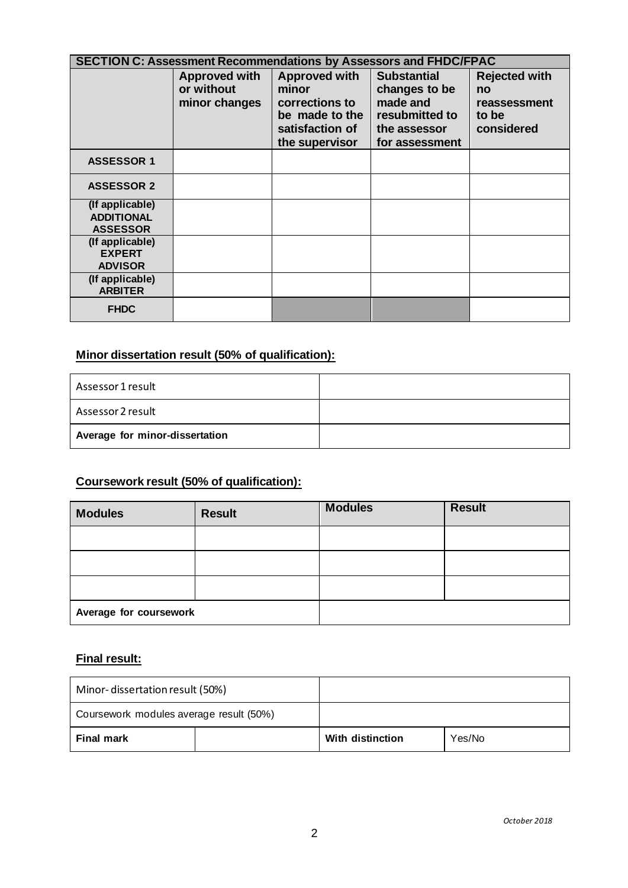| SECTION C: Assessment Recommendations by Assessors and FHDC/FPAC | | | | |
|---|---|---|---|---|
| | **Approved with or without minor changes** | **Approved with minor corrections to be made to the satisfaction of the supervisor** | **Substantial changes to be made and resubmitted to the assessor for assessment** | **Rejected with no reassessment to be considered** |
| **ASSESSOR 1** | | | | |
| **ASSESSOR 2** | | | | |
| **(If applicable) ADDITIONAL ASSESSOR** | | | | |
| **(If applicable) EXPERT ADVISOR** | | | | |
| **(If applicable) ARBITER** | | | | |
| **FHDC** | | | | |

**Minor dissertation result (50% of qualification):**

| Assessor 1 result | |
|---|---|
| Assessor 2 result | |
| **Average for minor-dissertation** | |

**Coursework result (50% of qualification):**

| **Modules** | **Result** | **Modules** | **Result** |
|---|---|---|---|
| | | | |
| | | | |
| | | | |
| **Average for coursework** | | | |

**Final result:**

| Minor-dissertation result (50%) | | | |
|---|---|---|---|
| Coursework modules average result (50%) | | | |
| **Final mark** | | **With distinction** | Yes/No |

*October 2018*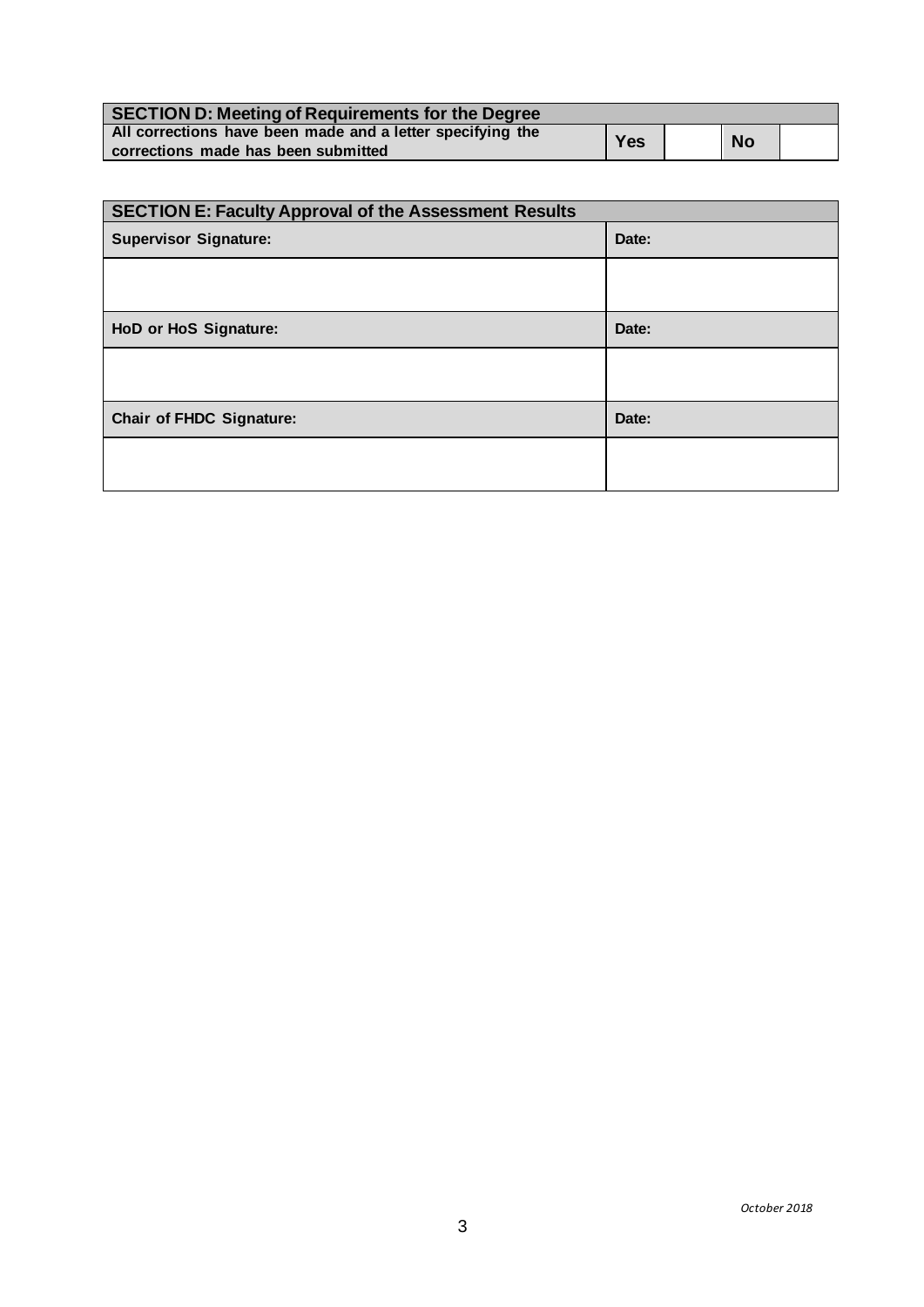| SECTION D: Meeting of Requirements for the Degree | | | | |
| --- | --- | --- | --- | --- |
| All corrections have been made and a letter specifying the corrections made has been submitted | Yes | | No | |

| SECTION E: Faculty Approval of the Assessment Results | |
| --- | --- |
| Supervisor Signature: | Date: |
| | |
| HoD or HoS Signature: | Date: |
| | |
| Chair of FHDC Signature: | Date: |
| | |

*October 2018*